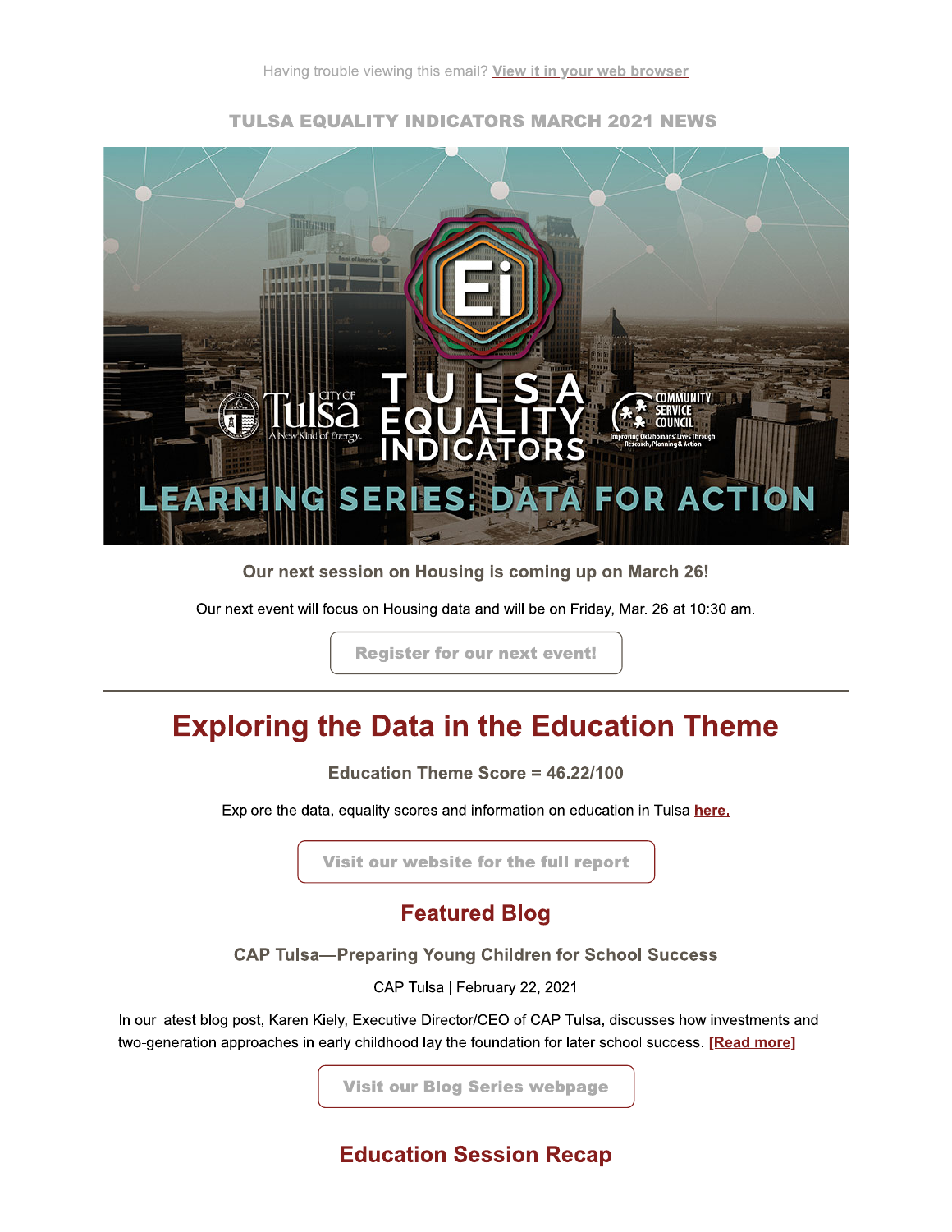Having trouble viewing this email? View it in your web browser

TULSA EQUALITY INDICATORS MARCH 2021 NEWS

**Our next session on Housing is coming up on March 26!**

Our next event will focus on Housing data and will be on Friday, Mar. 26 at 10:30 am.

Register for our next event!

---

# Exploring the Data in the Education Theme

**Education Theme Score = 46.22/100**

Explore the data, equality scores and information on education in Tulsa here.

Visit our website for the full report

## Featured Blog

**CAP Tulsa—Preparing Young Children for School Success**

CAP Tulsa | February 22, 2021

In our latest blog post, Karen Kiely, Executive Director/CEO of CAP Tulsa, discusses how investments and two-generation approaches in early childhood lay the foundation for later school success. [Read more]

Visit our Blog Series webpage

---

## Education Session Recap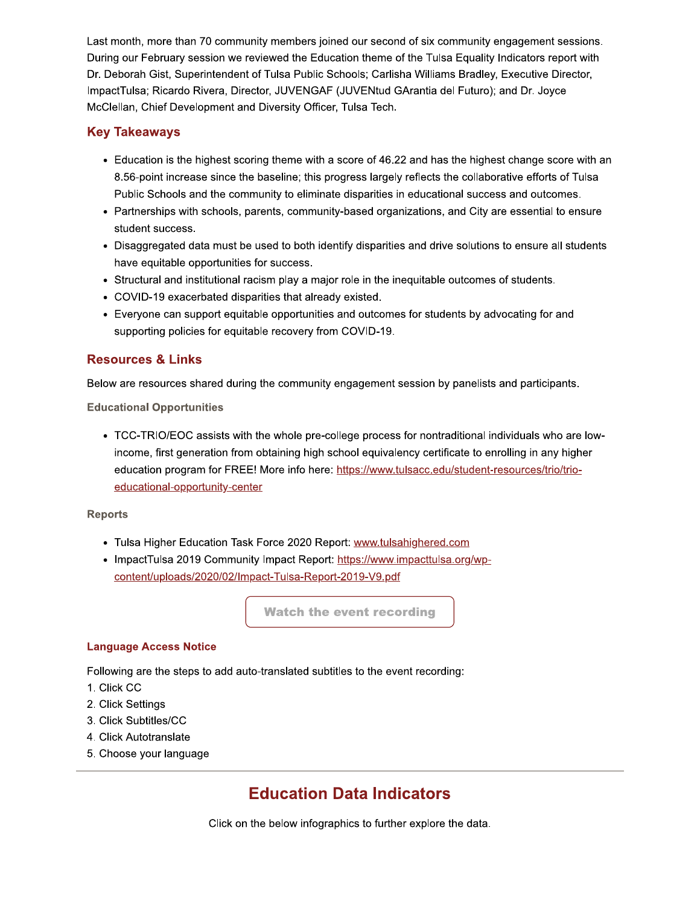Last month, more than 70 community members joined our second of six community engagement sessions. During our February session we reviewed the Education theme of the Tulsa Equality Indicators report with Dr. Deborah Gist, Superintendent of Tulsa Public Schools; Carlisha Williams Bradley, Executive Director, ImpactTulsa; Ricardo Rivera, Director, JUVENGAF (JUVENtud GArantia del Futuro); and Dr. Joyce McClellan, Chief Development and Diversity Officer, Tulsa Tech.

## Key Takeaways

- Education is the highest scoring theme with a score of 46.22 and has the highest change score with an 8.56-point increase since the baseline; this progress largely reflects the collaborative efforts of Tulsa Public Schools and the community to eliminate disparities in educational success and outcomes.
- Partnerships with schools, parents, community-based organizations, and City are essential to ensure student success.
- Disaggregated data must be used to both identify disparities and drive solutions to ensure all students have equitable opportunities for success.
- Structural and institutional racism play a major role in the inequitable outcomes of students.
- COVID-19 exacerbated disparities that already existed.
- Everyone can support equitable opportunities and outcomes for students by advocating for and supporting policies for equitable recovery from COVID-19.

## Resources & Links

Below are resources shared during the community engagement session by panelists and participants.

### Educational Opportunities

- TCC-TRIO/EOC assists with the whole pre-college process for nontraditional individuals who are low-income, first generation from obtaining high school equivalency certificate to enrolling in any higher education program for FREE! More info here: https://www.tulsacc.edu/student-resources/trio/trio-educational-opportunity-center

### Reports

- Tulsa Higher Education Task Force 2020 Report: www.tulsahighered.com
- ImpactTulsa 2019 Community Impact Report: https://www.impacttulsa.org/wp-content/uploads/2020/02/Impact-Tulsa-Report-2019-V9.pdf

Watch the event recording

### Language Access Notice

Following are the steps to add auto-translated subtitles to the event recording:

1. Click CC
2. Click Settings
3. Click Subtitles/CC
4. Click Autotranslate
5. Choose your language

---

## Education Data Indicators

Click on the below infographics to further explore the data.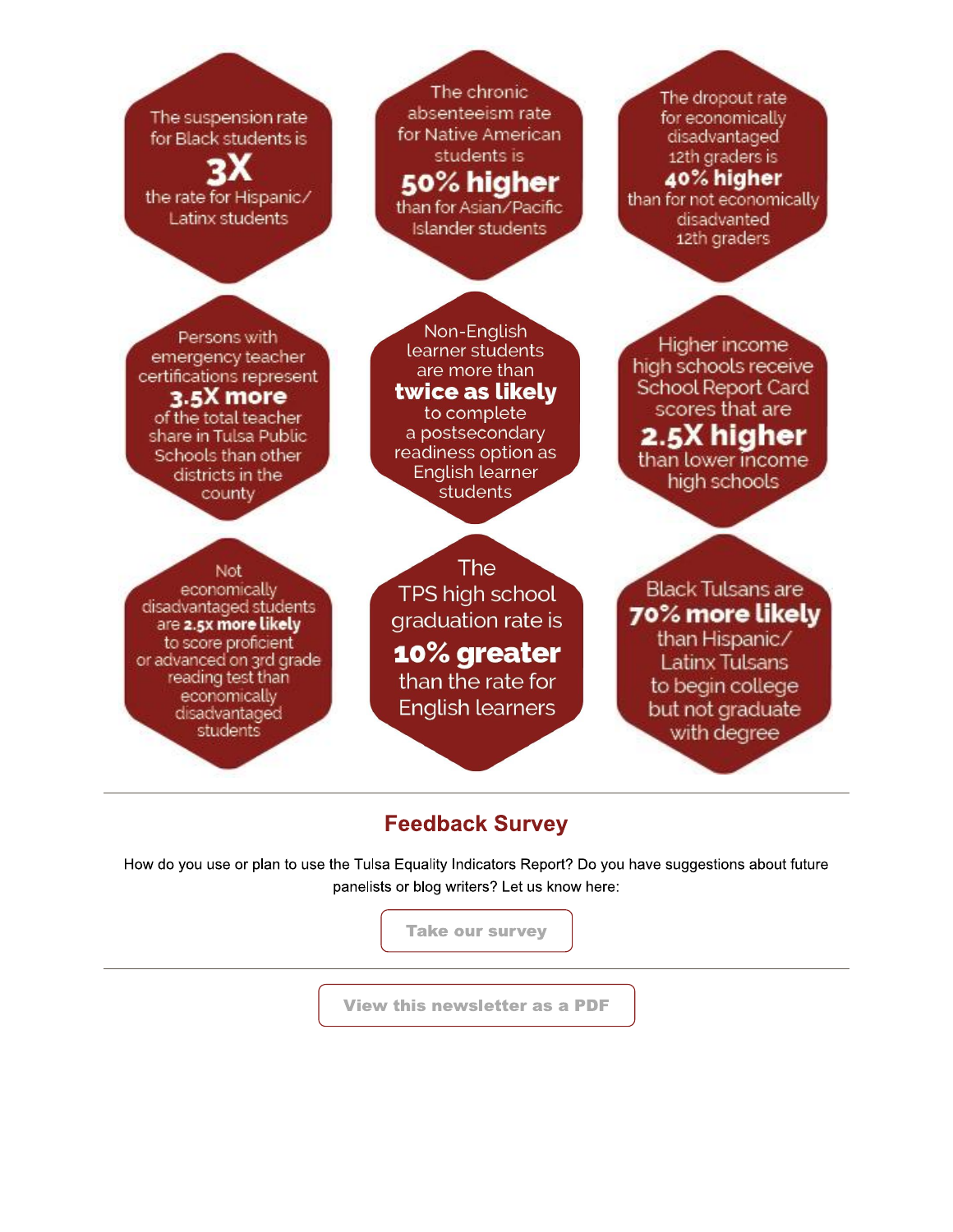The suspension rate for Black students is **3X** the rate for Hispanic/Latinx students

The chronic absenteeism rate for Native American students is **50% higher** than for Asian/Pacific Islander students

The dropout rate for economically disadvantaged 12th graders is **40% higher** than for not economically disadvanted 12th graders

Persons with emergency teacher certifications represent **3.5X more** of the total teacher share in Tulsa Public Schools than other districts in the county

Non-English learner students are more than **twice as likely** to complete a postsecondary readiness option as English learner students

Higher income high schools receive School Report Card scores that are **2.5X higher** than lower income high schools

Not economically disadvantaged students are **2.5x more likely** to score proficient or advanced on 3rd grade reading test than economically disadvantaged students

The TPS high school graduation rate is **10% greater** than the rate for English learners

Black Tulsans are **70% more likely** than Hispanic/Latinx Tulsans to begin college but not graduate with degree

---

## Feedback Survey

How do you use or plan to use the Tulsa Equality Indicators Report? Do you have suggestions about future panelists or blog writers? Let us know here:

Take our survey

---

View this newsletter as a PDF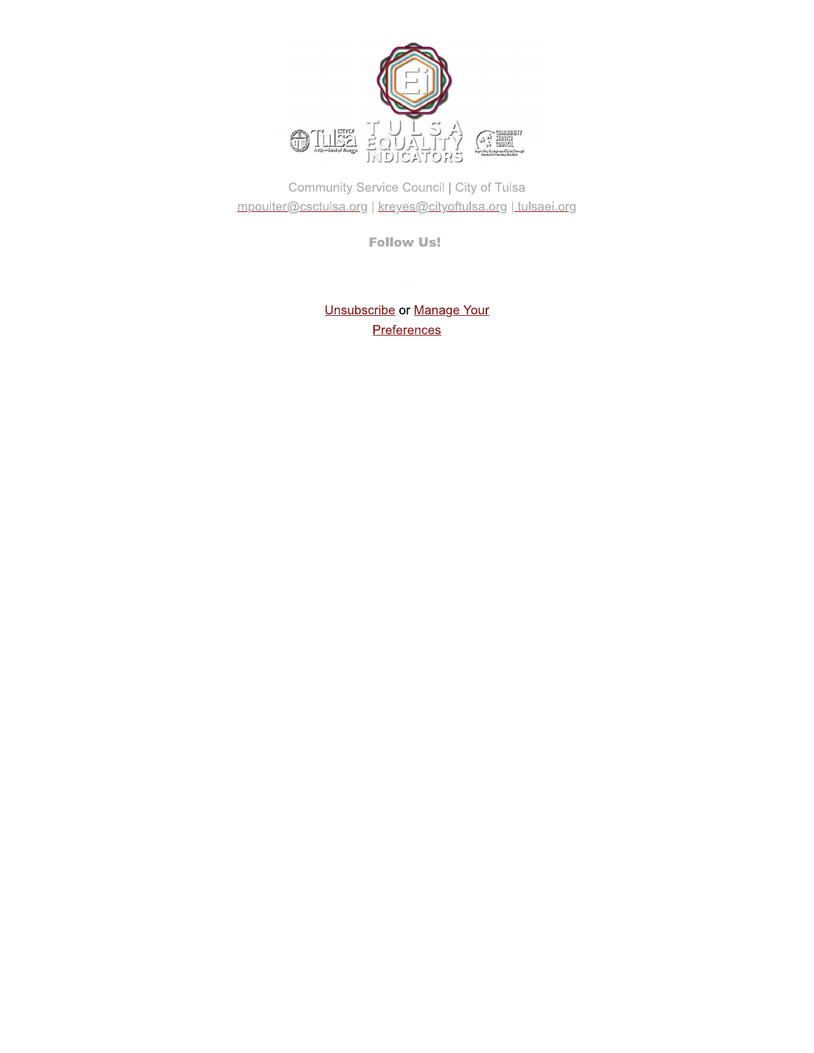Community Service Council | City of Tulsa

mpoulter@csctulsa.org | kreyes@cityoftulsa.org | tulsaei.org

**Follow Us!**

Unsubscribe or Manage Your Preferences